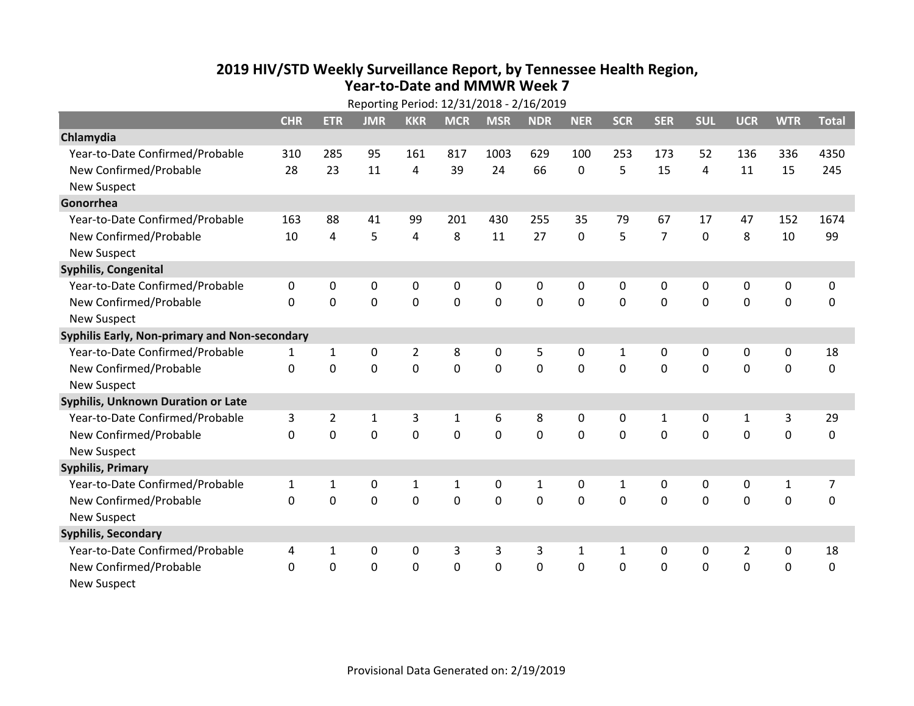# 2019 HIV/STD Weekly Surveillance Report, by Tennessee Health Region, Year-to-Date and MMWR Week 7

Reporting Period: 12/31/2018 - 2/16/2019

| | CHR | ETR | JMR | KKR | MCR | MSR | NDR | NER | SCR | SER | SUL | UCR | WTR | Total |
|---|---|---|---|---|---|---|---|---|---|---|---|---|---|---|
| **Chlamydia** | | | | | | | | | | | | | | |
| Year-to-Date Confirmed/Probable | 310 | 285 | 95 | 161 | 817 | 1003 | 629 | 100 | 253 | 173 | 52 | 136 | 336 | 4350 |
| New Confirmed/Probable | 28 | 23 | 11 | 4 | 39 | 24 | 66 | 0 | 5 | 15 | 4 | 11 | 15 | 245 |
| New Suspect | | | | | | | | | | | | | | |
| **Gonorrhea** | | | | | | | | | | | | | | |
| Year-to-Date Confirmed/Probable | 163 | 88 | 41 | 99 | 201 | 430 | 255 | 35 | 79 | 67 | 17 | 47 | 152 | 1674 |
| New Confirmed/Probable | 10 | 4 | 5 | 4 | 8 | 11 | 27 | 0 | 5 | 7 | 0 | 8 | 10 | 99 |
| New Suspect | | | | | | | | | | | | | | |
| **Syphilis, Congenital** | | | | | | | | | | | | | | |
| Year-to-Date Confirmed/Probable | 0 | 0 | 0 | 0 | 0 | 0 | 0 | 0 | 0 | 0 | 0 | 0 | 0 | 0 |
| New Confirmed/Probable | 0 | 0 | 0 | 0 | 0 | 0 | 0 | 0 | 0 | 0 | 0 | 0 | 0 | 0 |
| New Suspect | | | | | | | | | | | | | | |
| **Syphilis Early, Non-primary and Non-secondary** | | | | | | | | | | | | | | |
| Year-to-Date Confirmed/Probable | 1 | 1 | 0 | 2 | 8 | 0 | 5 | 0 | 1 | 0 | 0 | 0 | 0 | 18 |
| New Confirmed/Probable | 0 | 0 | 0 | 0 | 0 | 0 | 0 | 0 | 0 | 0 | 0 | 0 | 0 | 0 |
| New Suspect | | | | | | | | | | | | | | |
| **Syphilis, Unknown Duration or Late** | | | | | | | | | | | | | | |
| Year-to-Date Confirmed/Probable | 3 | 2 | 1 | 3 | 1 | 6 | 8 | 0 | 0 | 1 | 0 | 1 | 3 | 29 |
| New Confirmed/Probable | 0 | 0 | 0 | 0 | 0 | 0 | 0 | 0 | 0 | 0 | 0 | 0 | 0 | 0 |
| New Suspect | | | | | | | | | | | | | | |
| **Syphilis, Primary** | | | | | | | | | | | | | | |
| Year-to-Date Confirmed/Probable | 1 | 1 | 0 | 1 | 1 | 0 | 1 | 0 | 1 | 0 | 0 | 0 | 1 | 7 |
| New Confirmed/Probable | 0 | 0 | 0 | 0 | 0 | 0 | 0 | 0 | 0 | 0 | 0 | 0 | 0 | 0 |
| New Suspect | | | | | | | | | | | | | | |
| **Syphilis, Secondary** | | | | | | | | | | | | | | |
| Year-to-Date Confirmed/Probable | 4 | 1 | 0 | 0 | 3 | 3 | 3 | 1 | 1 | 0 | 0 | 2 | 0 | 18 |
| New Confirmed/Probable | 0 | 0 | 0 | 0 | 0 | 0 | 0 | 0 | 0 | 0 | 0 | 0 | 0 | 0 |
| New Suspect | | | | | | | | | | | | | | |

Provisional Data Generated on: 2/19/2019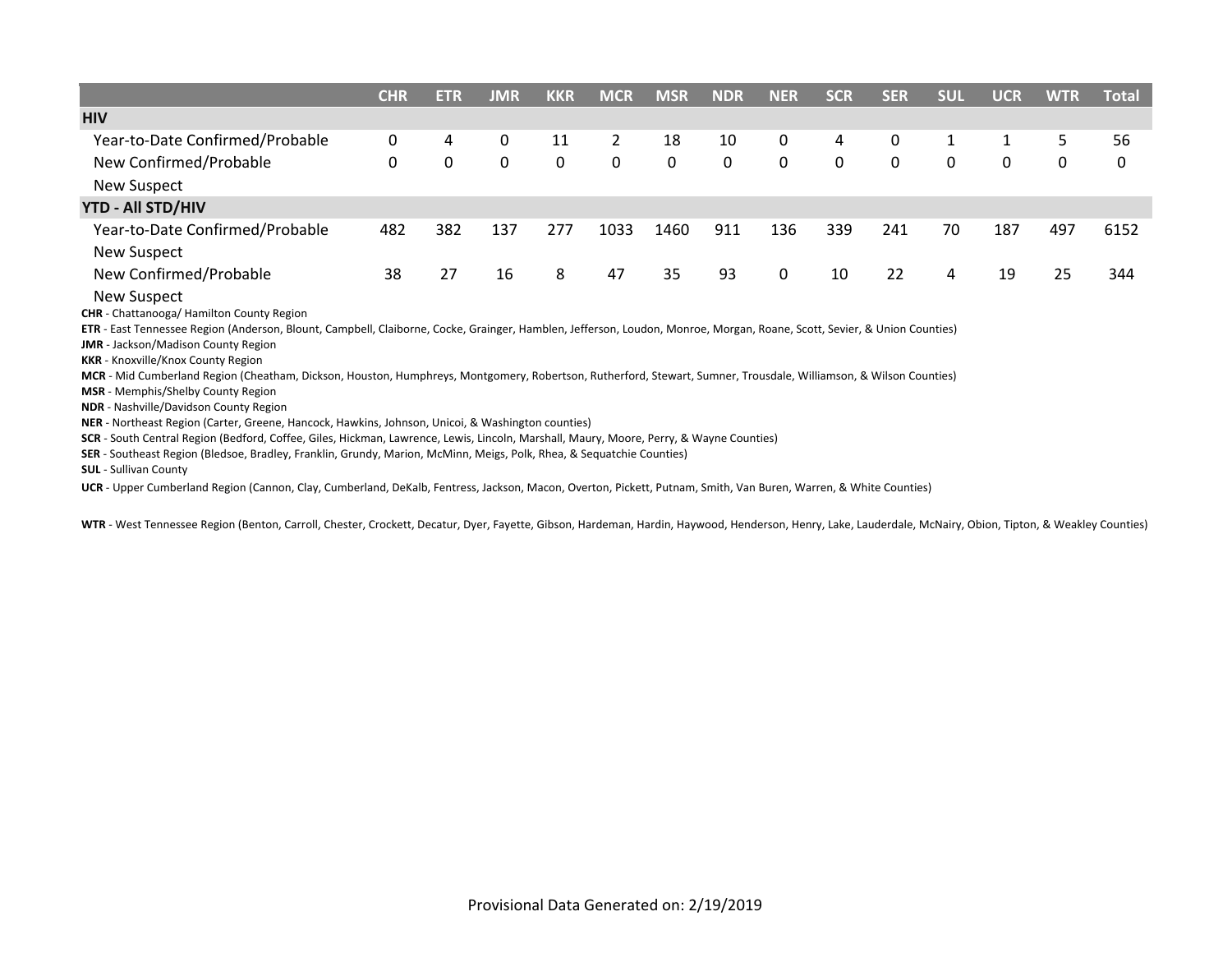| | CHR | ETR | JMR | KKR | MCR | MSR | NDR | NER | SCR | SER | SUL | UCR | WTR | Total |
|---|---|---|---|---|---|---|---|---|---|---|---|---|---|---|
| **HIV** | | | | | | | | | | | | | | |
| Year-to-Date Confirmed/Probable | 0 | 4 | 0 | 11 | 2 | 18 | 10 | 0 | 4 | 0 | 1 | 1 | 5 | 56 |
| New Confirmed/Probable | 0 | 0 | 0 | 0 | 0 | 0 | 0 | 0 | 0 | 0 | 0 | 0 | 0 | 0 |
| New Suspect | | | | | | | | | | | | | | |
| **YTD - All STD/HIV** | | | | | | | | | | | | | | |
| Year-to-Date Confirmed/Probable | 482 | 382 | 137 | 277 | 1033 | 1460 | 911 | 136 | 339 | 241 | 70 | 187 | 497 | 6152 |
| New Suspect | | | | | | | | | | | | | | |
| New Confirmed/Probable | 38 | 27 | 16 | 8 | 47 | 35 | 93 | 0 | 10 | 22 | 4 | 19 | 25 | 344 |
| New Suspect | | | | | | | | | | | | | | |

**CHR** - Chattanooga/ Hamilton County Region

**ETR** - East Tennessee Region (Anderson, Blount, Campbell, Claiborne, Cocke, Grainger, Hamblen, Jefferson, Loudon, Monroe, Morgan, Roane, Scott, Sevier, & Union Counties)

**JMR** - Jackson/Madison County Region

**KKR** - Knoxville/Knox County Region

**MCR** - Mid Cumberland Region (Cheatham, Dickson, Houston, Humphreys, Montgomery, Robertson, Rutherford, Stewart, Sumner, Trousdale, Williamson, & Wilson Counties)

**MSR** - Memphis/Shelby County Region

**NDR** - Nashville/Davidson County Region

**NER** - Northeast Region (Carter, Greene, Hancock, Hawkins, Johnson, Unicoi, & Washington counties)

**SCR** - South Central Region (Bedford, Coffee, Giles, Hickman, Lawrence, Lewis, Lincoln, Marshall, Maury, Moore, Perry, & Wayne Counties)

**SER** - Southeast Region (Bledsoe, Bradley, Franklin, Grundy, Marion, McMinn, Meigs, Polk, Rhea, & Sequatchie Counties)

**SUL** - Sullivan County

**UCR** - Upper Cumberland Region (Cannon, Clay, Cumberland, DeKalb, Fentress, Jackson, Macon, Overton, Pickett, Putnam, Smith, Van Buren, Warren, & White Counties)

**WTR** - West Tennessee Region (Benton, Carroll, Chester, Crockett, Decatur, Dyer, Fayette, Gibson, Hardeman, Hardin, Haywood, Henderson, Henry, Lake, Lauderdale, McNairy, Obion, Tipton, & Weakley Counties)

Provisional Data Generated on: 2/19/2019